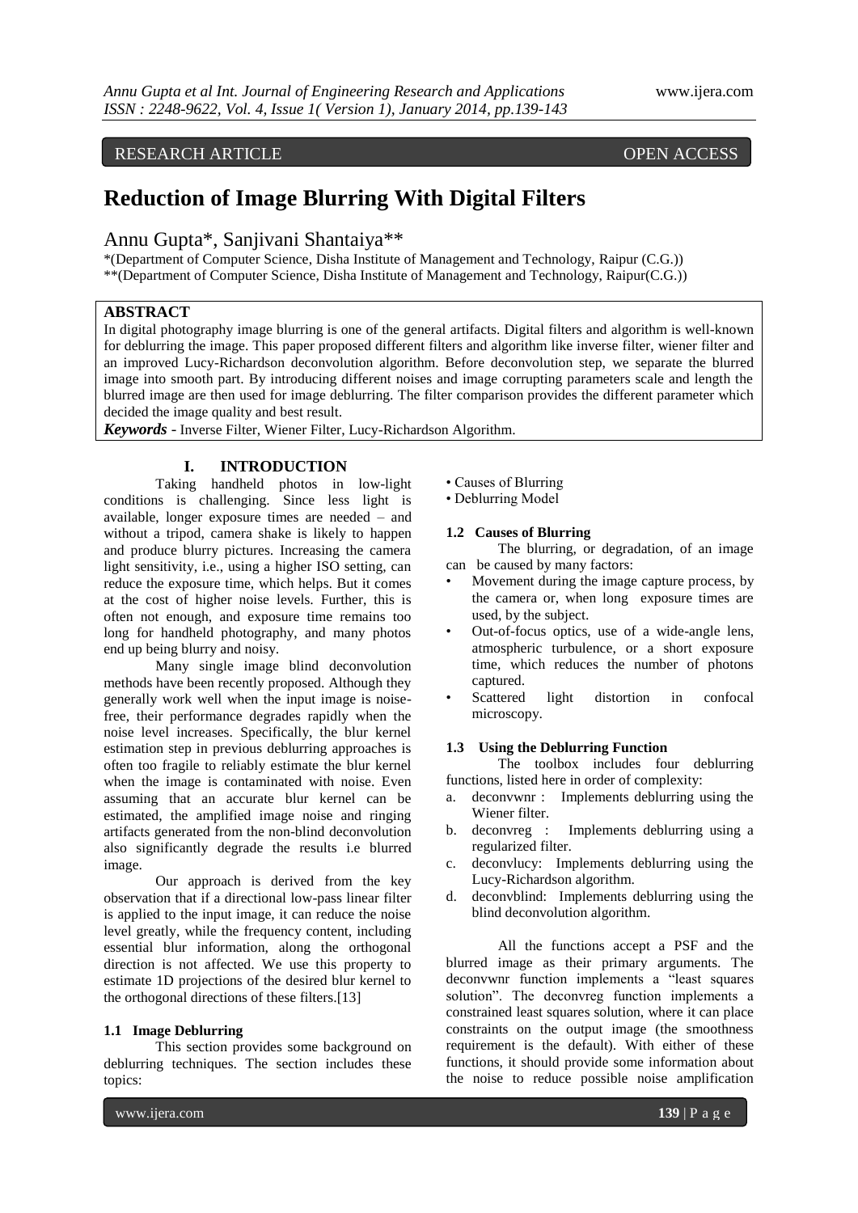RESEARCH ARTICLE OPEN ACCESS

# Reduction of Image Blurring With Digital Filters

Annu Gupta*, Sanjivani Shantaiya**

*(Department of Computer Science, Disha Institute of Management and Technology, Raipur (C.G.))
**(Department of Computer Science, Disha Institute of Management and Technology, Raipur(C.G.))

## ABSTRACT

In digital photography image blurring is one of the general artifacts. Digital filters and algorithm is well-known for deblurring the image. This paper proposed different filters and algorithm like inverse filter, wiener filter and an improved Lucy-Richardson deconvolution algorithm. Before deconvolution step, we separate the blurred image into smooth part. By introducing different noises and image corrupting parameters scale and length the blurred image are then used for image deblurring. The filter comparison provides the different parameter which decided the image quality and best result.

***Keywords*** - Inverse Filter, Wiener Filter, Lucy-Richardson Algorithm.

## I. INTRODUCTION

Taking handheld photos in low-light conditions is challenging. Since less light is available, longer exposure times are needed – and without a tripod, camera shake is likely to happen and produce blurry pictures. Increasing the camera light sensitivity, i.e., using a higher ISO setting, can reduce the exposure time, which helps. But it comes at the cost of higher noise levels. Further, this is often not enough, and exposure time remains too long for handheld photography, and many photos end up being blurry and noisy.

Many single image blind deconvolution methods have been recently proposed. Although they generally work well when the input image is noise-free, their performance degrades rapidly when the noise level increases. Specifically, the blur kernel estimation step in previous deblurring approaches is often too fragile to reliably estimate the blur kernel when the image is contaminated with noise. Even assuming that an accurate blur kernel can be estimated, the amplified image noise and ringing artifacts generated from the non-blind deconvolution also significantly degrade the results i.e blurred image.

Our approach is derived from the key observation that if a directional low-pass linear filter is applied to the input image, it can reduce the noise level greatly, while the frequency content, including essential blur information, along the orthogonal direction is not affected. We use this property to estimate 1D projections of the desired blur kernel to the orthogonal directions of these filters.[13]

### 1.1 Image Deblurring

This section provides some background on deblurring techniques. The section includes these topics:

- Causes of Blurring
- Deblurring Model

### 1.2 Causes of Blurring

The blurring, or degradation, of an image can be caused by many factors:

- Movement during the image capture process, by the camera or, when long exposure times are used, by the subject.
- Out-of-focus optics, use of a wide-angle lens, atmospheric turbulence, or a short exposure time, which reduces the number of photons captured.
- Scattered light distortion in confocal microscopy.

### 1.3 Using the Deblurring Function

The toolbox includes four deblurring functions, listed here in order of complexity:

a. deconvwnr : Implements deblurring using the Wiener filter.
b. deconvreg : Implements deblurring using a regularized filter.
c. deconvlucy: Implements deblurring using the Lucy-Richardson algorithm.
d. deconvblind: Implements deblurring using the blind deconvolution algorithm.

All the functions accept a PSF and the blurred image as their primary arguments. The deconvwnr function implements a "least squares solution". The deconvreg function implements a constrained least squares solution, where it can place constraints on the output image (the smoothness requirement is the default). With either of these functions, it should provide some information about the noise to reduce possible noise amplification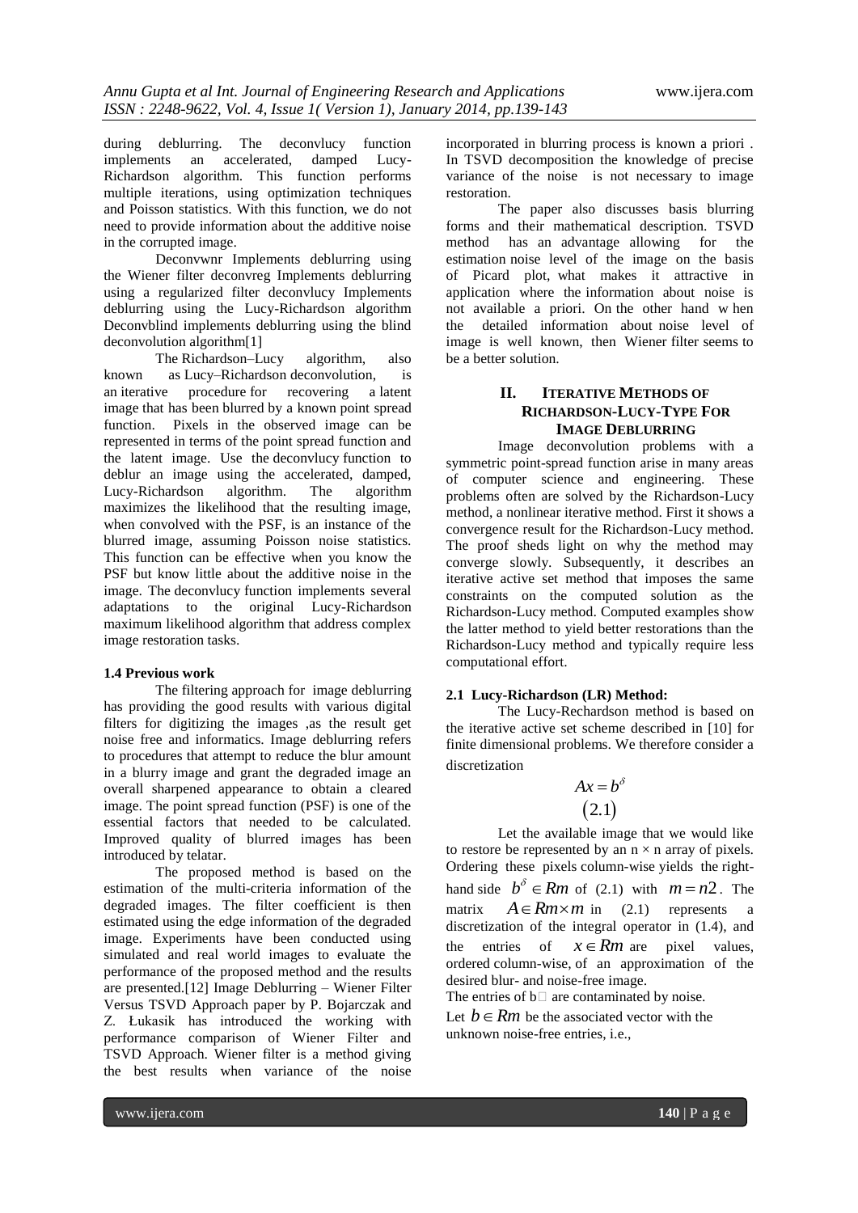during deblurring. The deconvlucy function implements an accelerated, damped Lucy-Richardson algorithm. This function performs multiple iterations, using optimization techniques and Poisson statistics. With this function, we do not need to provide information about the additive noise in the corrupted image.

Deconvwnr Implements deblurring using the Wiener filter deconvreg Implements deblurring using a regularized filter deconvlucy Implements deblurring using the Lucy-Richardson algorithm Deconvblind implements deblurring using the blind deconvolution algorithm[1]

The Richardson–Lucy algorithm, also known as Lucy–Richardson deconvolution, is an iterative procedure for recovering a latent image that has been blurred by a known point spread function. Pixels in the observed image can be represented in terms of the point spread function and the latent image. Use the deconvlucy function to deblur an image using the accelerated, damped, Lucy-Richardson algorithm. The algorithm maximizes the likelihood that the resulting image, when convolved with the PSF, is an instance of the blurred image, assuming Poisson noise statistics. This function can be effective when you know the PSF but know little about the additive noise in the image. The deconvlucy function implements several adaptations to the original Lucy-Richardson maximum likelihood algorithm that address complex image restoration tasks.

### 1.4 Previous work

The filtering approach for image deblurring has providing the good results with various digital filters for digitizing the images ,as the result get noise free and informatics. Image deblurring refers to procedures that attempt to reduce the blur amount in a blurry image and grant the degraded image an overall sharpened appearance to obtain a cleared image. The point spread function (PSF) is one of the essential factors that needed to be calculated. Improved quality of blurred images has been introduced by telatar.

The proposed method is based on the estimation of the multi-criteria information of the degraded images. The filter coefficient is then estimated using the edge information of the degraded image. Experiments have been conducted using simulated and real world images to evaluate the performance of the proposed method and the results are presented.[12] Image Deblurring – Wiener Filter Versus TSVD Approach paper by P. Bojarczak and Z. Łukasik has introduced the working with performance comparison of Wiener Filter and TSVD Approach. Wiener filter is a method giving the best results when variance of the noise incorporated in blurring process is known a priori . In TSVD decomposition the knowledge of precise variance of the noise is not necessary to image restoration.

The paper also discusses basis blurring forms and their mathematical description. TSVD method has an advantage allowing for the estimation noise level of the image on the basis of Picard plot, what makes it attractive in application where the information about noise is not available a priori. On the other hand w hen the detailed information about noise level of image is well known, then Wiener filter seems to be a better solution.

## II. Iterative Methods of Richardson-Lucy-Type For Image Deblurring

Image deconvolution problems with a symmetric point-spread function arise in many areas of computer science and engineering. These problems often are solved by the Richardson-Lucy method, a nonlinear iterative method. First it shows a convergence result for the Richardson-Lucy method. The proof sheds light on why the method may converge slowly. Subsequently, it describes an iterative active set method that imposes the same constraints on the computed solution as the Richardson-Lucy method. Computed examples show the latter method to yield better restorations than the Richardson-Lucy method and typically require less computational effort.

### 2.1 Lucy-Richardson (LR) Method:

The Lucy-Rechardson method is based on the iterative active set scheme described in [10] for finite dimensional problems. We therefore consider a discretization

$$Ax = b^{\delta} \quad (2.1)$$

Let the available image that we would like to restore be represented by an n × n array of pixels. Ordering these pixels column-wise yields the right-hand side $b^{\delta} \in Rm$ of (2.1) with $m = n2$. The matrix $A \in Rm \times m$ in (2.1) represents a discretization of the integral operator in (1.4), and the entries of $x \in Rm$ are pixel values, ordered column-wise, of an approximation of the desired blur- and noise-free image.

The entries of b□ are contaminated by noise.

Let $b \in Rm$ be the associated vector with the unknown noise-free entries, i.e.,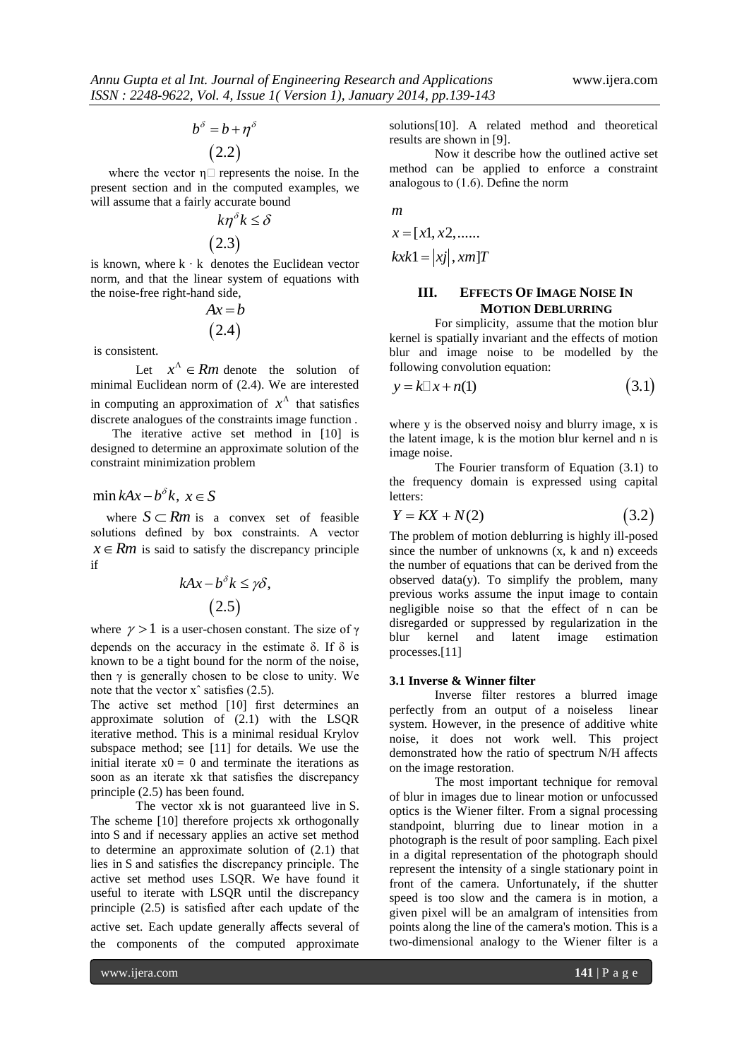$$b^{\delta} = b + \eta^{\delta}$$

$$(2.2)$$

where the vector η□ represents the noise. In the present section and in the computed examples, we will assume that a fairly accurate bound

$$k\eta^{\delta}k \le \delta$$

$$(2.3)$$

is known, where k · k denotes the Euclidean vector norm, and that the linear system of equations with the noise-free right-hand side,

$$Ax = b$$

$$(2.4)$$

is consistent.

Let $x^{\Lambda} \in Rm$ denote the solution of minimal Euclidean norm of (2.4). We are interested in computing an approximation of $x^{\Lambda}$ that satisfies discrete analogues of the constraints image function .

The iterative active set method in [10] is designed to determine an approximate solution of the constraint minimization problem

$$\min kAx - b^{\delta}k,\ x \in S$$

where $S \subset Rm$ is a convex set of feasible solutions defined by box constraints. A vector $x \in Rm$ is said to satisfy the discrepancy principle if

$$kAx - b^{\delta}k \le \gamma\delta,$$

$$(2.5)$$

where $\gamma > 1$ is a user-chosen constant. The size of γ depends on the accuracy in the estimate δ. If δ is known to be a tight bound for the norm of the noise, then γ is generally chosen to be close to unity. We note that the vector xˆ satisfies (2.5).

The active set method [10] first determines an approximate solution of (2.1) with the LSQR iterative method. This is a minimal residual Krylov subspace method; see [11] for details. We use the initial iterate x0 = 0 and terminate the iterations as soon as an iterate xk that satisfies the discrepancy principle (2.5) has been found.

The vector xk is not guaranteed live in S. The scheme [10] therefore projects xk orthogonally into S and if necessary applies an active set method to determine an approximate solution of (2.1) that lies in S and satisfies the discrepancy principle. The active set method uses LSQR. We have found it useful to iterate with LSQR until the discrepancy principle (2.5) is satisfied after each update of the active set. Each update generally affects several of the components of the computed approximate solutions[10]. A related method and theoretical results are shown in [9].

Now it describe how the outlined active set method can be applied to enforce a constraint analogous to (1.6). Define the norm

$$m$$

$$x = [x1, x2, ......$$

$$kxk1 = |xj|, xm]T$$

## III. Effects Of Image Noise In Motion Deblurring

For simplicity, assume that the motion blur kernel is spatially invariant and the effects of motion blur and image noise to be modelled by the following convolution equation:

$$y = k\square x + n(1) \qquad (3.1)$$

where y is the observed noisy and blurry image, x is the latent image, k is the motion blur kernel and n is image noise.

The Fourier transform of Equation (3.1) to the frequency domain is expressed using capital letters:

$$Y = KX + N(2) \qquad (3.2)$$

The problem of motion deblurring is highly ill-posed since the number of unknowns (x, k and n) exceeds the number of equations that can be derived from the observed data(y). To simplify the problem, many previous works assume the input image to contain negligible noise so that the effect of n can be disregarded or suppressed by regularization in the blur kernel and latent image estimation processes.[11]

### 3.1 Inverse & Winner filter

Inverse filter restores a blurred image perfectly from an output of a noiseless linear system. However, in the presence of additive white noise, it does not work well. This project demonstrated how the ratio of spectrum N/H affects on the image restoration.

The most important technique for removal of blur in images due to linear motion or unfocussed optics is the Wiener filter. From a signal processing standpoint, blurring due to linear motion in a photograph is the result of poor sampling. Each pixel in a digital representation of the photograph should represent the intensity of a single stationary point in front of the camera. Unfortunately, if the shutter speed is too slow and the camera is in motion, a given pixel will be an amalgram of intensities from points along the line of the camera's motion. This is a two-dimensional analogy to the Wiener filter is a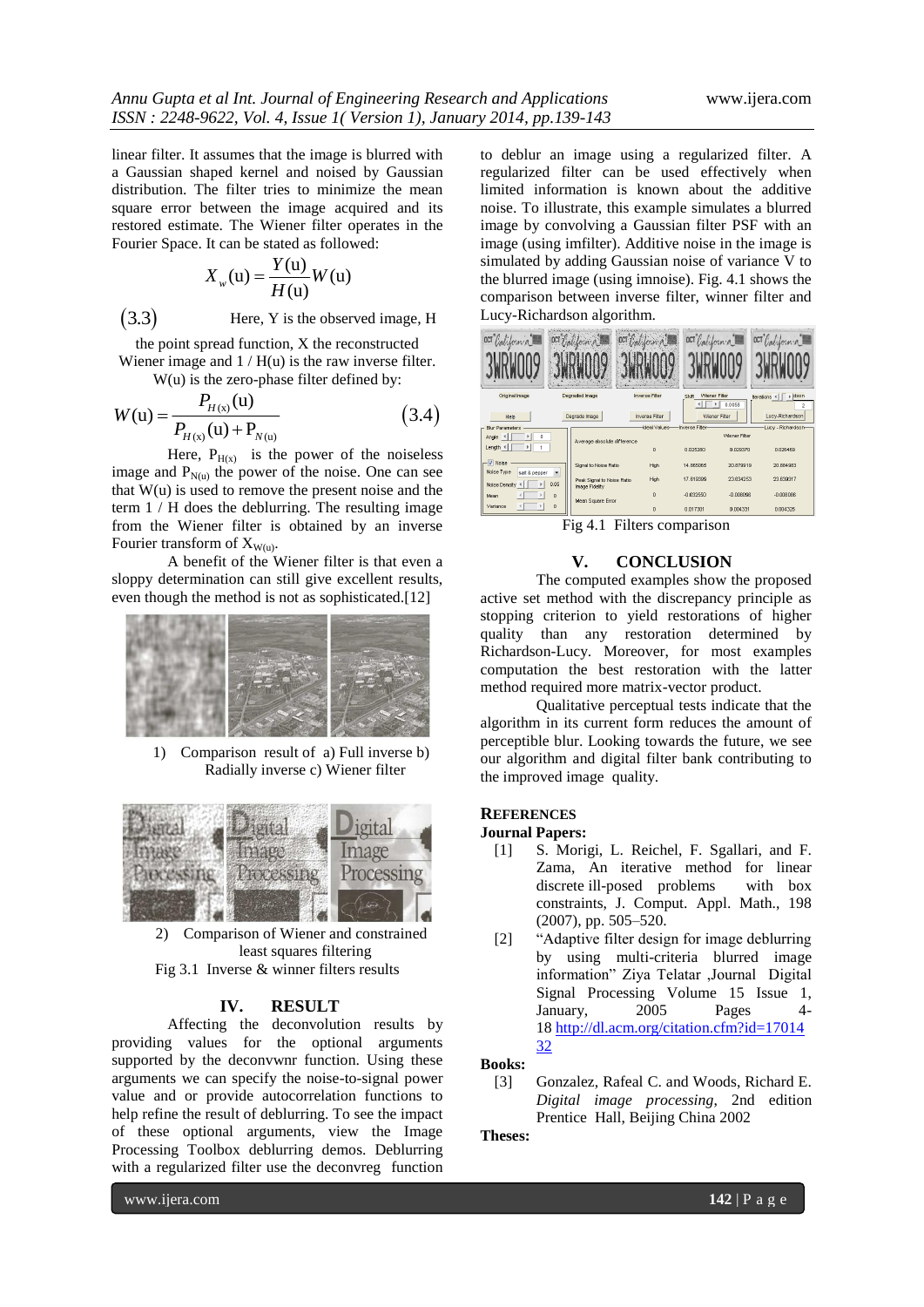linear filter. It assumes that the image is blurred with a Gaussian shaped kernel and noised by Gaussian distribution. The filter tries to minimize the mean square error between the image acquired and its restored estimate. The Wiener filter operates in the Fourier Space. It can be stated as followed:

$$X_w(\mathrm{u}) = \frac{Y(\mathrm{u})}{H(\mathrm{u})} W(\mathrm{u})$$

(3.3) Here, Y is the observed image, H the point spread function, X the reconstructed Wiener image and 1 / H(u) is the raw inverse filter. W(u) is the zero-phase filter defined by:

$$W(\mathrm{u}) = \frac{P_{H(\mathrm{x})}(\mathrm{u})}{P_{H(\mathrm{x})}(\mathrm{u}) + \mathrm{P}_{N(\mathrm{u})}} \qquad (3.4)$$

Here, $P_{H(x)}$ is the power of the noiseless image and $P_{N(u)}$ the power of the noise. One can see that W(u) is used to remove the present noise and the term 1 / H does the deblurring. The resulting image from the Wiener filter is obtained by an inverse Fourier transform of $X_{W(u)}$.

A benefit of the Wiener filter is that even a sloppy determination can still give excellent results, even though the method is not as sophisticated.[12]

1) Comparison result of a) Full inverse b) Radially inverse c) Wiener filter

2) Comparison of Wiener and constrained least squares filtering

Fig 3.1 Inverse & winner filters results

## IV. RESULT

Affecting the deconvolution results by providing values for the optional arguments supported by the deconvwnr function. Using these arguments we can specify the noise-to-signal power value and or provide autocorrelation functions to help refine the result of deblurring. To see the impact of these optional arguments, view the Image Processing Toolbox deblurring demos. Deblurring with a regularized filter use the deconvreg function to deblur an image using a regularized filter. A regularized filter can be used effectively when limited information is known about the additive noise. To illustrate, this example simulates a blurred image by convolving a Gaussian filter PSF with an image (using imfilter). Additive noise in the image is simulated by adding Gaussian noise of variance V to the blurred image (using imnoise). Fig. 4.1 shows the comparison between inverse filter, winner filter and Lucy-Richardson algorithm.

| | Ideal Values | Inverse Filter | Wiener Filter | Lucy - Richardson |
|---|---|---|---|---|
| Average absolute difference | 0 | 0.025280 | 0.026370 | 0.026469 |
| Signal to Noise Ratio | High | 14.865065 | 20.879919 | 20.884983 |
| Peak Signal to Noise Ratio | High | 17.819299 | 23.834253 | 23.839317 |
| Image Fidelity | 0 | -0.032550 | -0.008098 | -0.008088 |
| Mean Square Error | 0 | 0.017301 | 0.004331 | 0.004326 |

Fig 4.1 Filters comparison

## V. CONCLUSION

The computed examples show the proposed active set method with the discrepancy principle as stopping criterion to yield restorations of higher quality than any restoration determined by Richardson-Lucy. Moreover, for most examples computation the best restoration with the latter method required more matrix-vector product.

Qualitative perceptual tests indicate that the algorithm in its current form reduces the amount of perceptible blur. Looking towards the future, we see our algorithm and digital filter bank contributing to the improved image quality.

## REFERENCES

**Journal Papers:**

[1] S. Morigi, L. Reichel, F. Sgallari, and F. Zama, An iterative method for linear discrete ill-posed problems with box constraints, J. Comput. Appl. Math., 198 (2007), pp. 505–520.

[2] "Adaptive filter design for image deblurring by using multi-criteria blurred image information" Ziya Telatar ,Journal Digital Signal Processing Volume 15 Issue 1, January, 2005 Pages 4-18 http://dl.acm.org/citation.cfm?id=1701432

**Books:**

[3] Gonzalez, Rafeal C. and Woods, Richard E. *Digital image processing*, 2nd edition Prentice Hall, Beijing China 2002

**Theses:**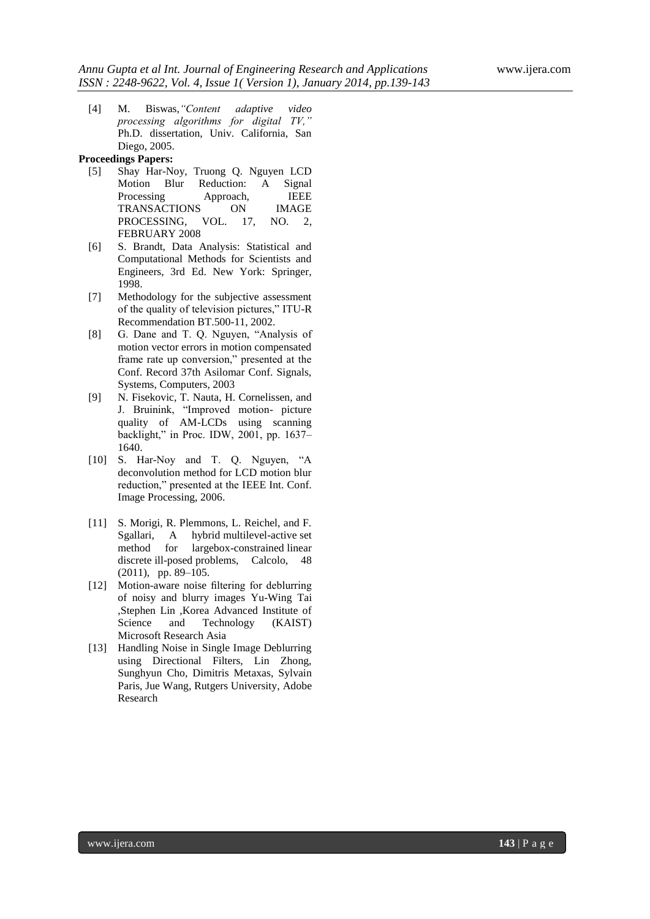[4] M. Biswas, *"Content adaptive video processing algorithms for digital TV,"* Ph.D. dissertation, Univ. California, San Diego, 2005.

**Proceedings Papers:**

[5] Shay Har-Noy, Truong Q. Nguyen LCD Motion Blur Reduction: A Signal Processing Approach, IEEE TRANSACTIONS ON IMAGE PROCESSING, VOL. 17, NO. 2, FEBRUARY 2008

[6] S. Brandt, Data Analysis: Statistical and Computational Methods for Scientists and Engineers, 3rd Ed. New York: Springer, 1998.

[7] Methodology for the subjective assessment of the quality of television pictures," ITU-R Recommendation BT.500-11, 2002.

[8] G. Dane and T. Q. Nguyen, "Analysis of motion vector errors in motion compensated frame rate up conversion," presented at the Conf. Record 37th Asilomar Conf. Signals, Systems, Computers, 2003

[9] N. Fisekovic, T. Nauta, H. Cornelissen, and J. Bruinink, "Improved motion- picture quality of AM-LCDs using scanning backlight," in Proc. IDW, 2001, pp. 1637–1640.

[10] S. Har-Noy and T. Q. Nguyen, "A deconvolution method for LCD motion blur reduction," presented at the IEEE Int. Conf. Image Processing, 2006.

[11] S. Morigi, R. Plemmons, L. Reichel, and F. Sgallari, A hybrid multilevel-active set method for largebox-constrained linear discrete ill-posed problems, Calcolo, 48 (2011), pp. 89–105.

[12] Motion-aware noise filtering for deblurring of noisy and blurry images Yu-Wing Tai ,Stephen Lin ,Korea Advanced Institute of Science and Technology (KAIST) Microsoft Research Asia

[13] Handling Noise in Single Image Deblurring using Directional Filters, Lin Zhong, Sunghyun Cho, Dimitris Metaxas, Sylvain Paris, Jue Wang, Rutgers University, Adobe Research